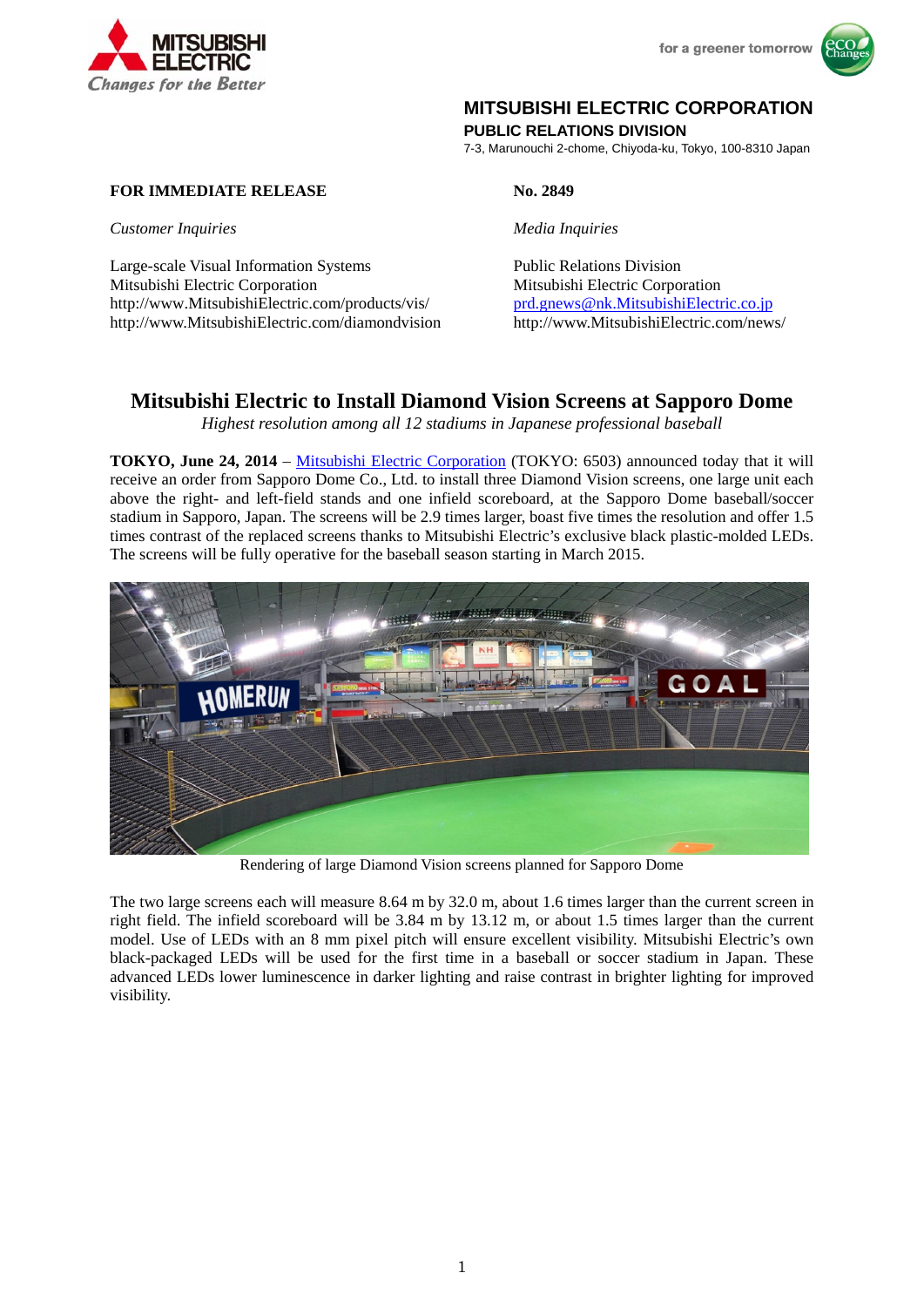MITSUBISHI ELECTRIC
Changes for the Better

for a greener tomorrow

**MITSUBISHI ELECTRIC CORPORATION**
**PUBLIC RELATIONS DIVISION**
7-3, Marunouchi 2-chome, Chiyoda-ku, Tokyo, 100-8310 Japan

**FOR IMMEDIATE RELEASE** **No. 2849**

*Customer Inquiries*

Large-scale Visual Information Systems
Mitsubishi Electric Corporation
http://www.MitsubishiElectric.com/products/vis/
http://www.MitsubishiElectric.com/diamondvision

*Media Inquiries*

Public Relations Division
Mitsubishi Electric Corporation
prd.gnews@nk.MitsubishiElectric.co.jp
http://www.MitsubishiElectric.com/news/

# Mitsubishi Electric to Install Diamond Vision Screens at Sapporo Dome

*Highest resolution among all 12 stadiums in Japanese professional baseball*

**TOKYO, June 24, 2014** – Mitsubishi Electric Corporation (TOKYO: 6503) announced today that it will receive an order from Sapporo Dome Co., Ltd. to install three Diamond Vision screens, one large unit each above the right- and left-field stands and one infield scoreboard, at the Sapporo Dome baseball/soccer stadium in Sapporo, Japan. The screens will be 2.9 times larger, boast five times the resolution and offer 1.5 times contrast of the replaced screens thanks to Mitsubishi Electric's exclusive black plastic-molded LEDs. The screens will be fully operative for the baseball season starting in March 2015.

Rendering of large Diamond Vision screens planned for Sapporo Dome

The two large screens each will measure 8.64 m by 32.0 m, about 1.6 times larger than the current screen in right field. The infield scoreboard will be 3.84 m by 13.12 m, or about 1.5 times larger than the current model. Use of LEDs with an 8 mm pixel pitch will ensure excellent visibility. Mitsubishi Electric's own black-packaged LEDs will be used for the first time in a baseball or soccer stadium in Japan. These advanced LEDs lower luminescence in darker lighting and raise contrast in brighter lighting for improved visibility.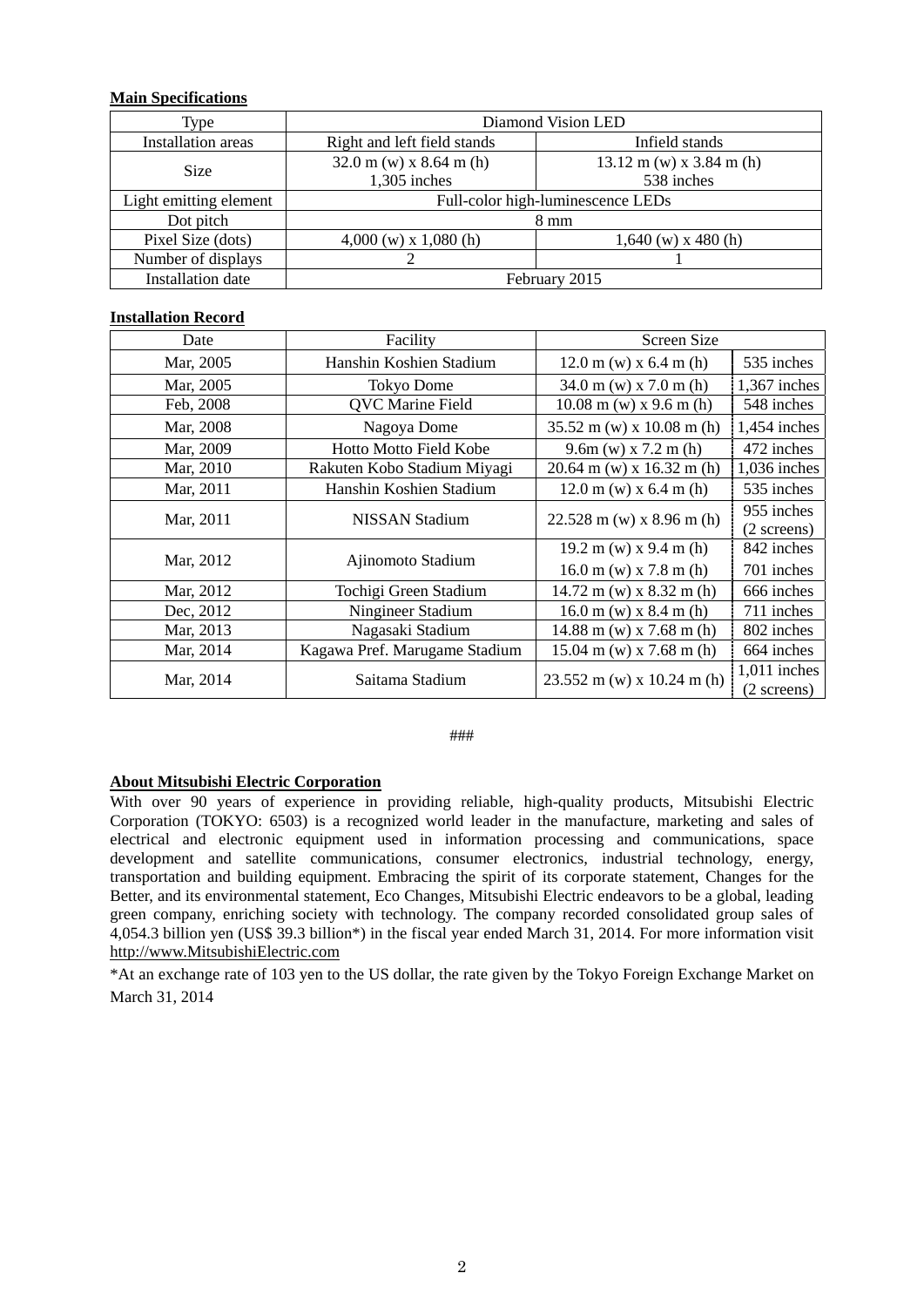**Main Specifications**

| Type | Diamond Vision LED | |
|---|---|---|
| Installation areas | Right and left field stands | Infield stands |
| Size | 32.0 m (w) x 8.64 m (h)<br>1,305 inches | 13.12 m (w) x 3.84 m (h)<br>538 inches |
| Light emitting element | Full-color high-luminescence LEDs | |
| Dot pitch | 8 mm | |
| Pixel Size (dots) | 4,000 (w) x 1,080 (h) | 1,640 (w) x 480 (h) |
| Number of displays | 2 | 1 |
| Installation date | February 2015 | |

**Installation Record**

| Date | Facility | Screen Size | |
|---|---|---|---|
| Mar, 2005 | Hanshin Koshien Stadium | 12.0 m (w) x 6.4 m (h) | 535 inches |
| Mar, 2005 | Tokyo Dome | 34.0 m (w) x 7.0 m (h) | 1,367 inches |
| Feb, 2008 | QVC Marine Field | 10.08 m (w) x 9.6 m (h) | 548 inches |
| Mar, 2008 | Nagoya Dome | 35.52 m (w) x 10.08 m (h) | 1,454 inches |
| Mar, 2009 | Hotto Motto Field Kobe | 9.6m (w) x 7.2 m (h) | 472 inches |
| Mar, 2010 | Rakuten Kobo Stadium Miyagi | 20.64 m (w) x 16.32 m (h) | 1,036 inches |
| Mar, 2011 | Hanshin Koshien Stadium | 12.0 m (w) x 6.4 m (h) | 535 inches |
| Mar, 2011 | NISSAN Stadium | 22.528 m (w) x 8.96 m (h) | 955 inches<br>(2 screens) |
| Mar, 2012 | Ajinomoto Stadium | 19.2 m (w) x 9.4 m (h)<br>16.0 m (w) x 7.8 m (h) | 842 inches<br>701 inches |
| Mar, 2012 | Tochigi Green Stadium | 14.72 m (w) x 8.32 m (h) | 666 inches |
| Dec, 2012 | Ningineer Stadium | 16.0 m (w) x 8.4 m (h) | 711 inches |
| Mar, 2013 | Nagasaki Stadium | 14.88 m (w) x 7.68 m (h) | 802 inches |
| Mar, 2014 | Kagawa Pref. Marugame Stadium | 15.04 m (w) x 7.68 m (h) | 664 inches |
| Mar, 2014 | Saitama Stadium | 23.552 m (w) x 10.24 m (h) | 1,011 inches<br>(2 screens) |

###

**About Mitsubishi Electric Corporation**

With over 90 years of experience in providing reliable, high-quality products, Mitsubishi Electric Corporation (TOKYO: 6503) is a recognized world leader in the manufacture, marketing and sales of electrical and electronic equipment used in information processing and communications, space development and satellite communications, consumer electronics, industrial technology, energy, transportation and building equipment. Embracing the spirit of its corporate statement, Changes for the Better, and its environmental statement, Eco Changes, Mitsubishi Electric endeavors to be a global, leading green company, enriching society with technology. The company recorded consolidated group sales of 4,054.3 billion yen (US$ 39.3 billion*) in the fiscal year ended March 31, 2014. For more information visit http://www.MitsubishiElectric.com

*At an exchange rate of 103 yen to the US dollar, the rate given by the Tokyo Foreign Exchange Market on March 31, 2014